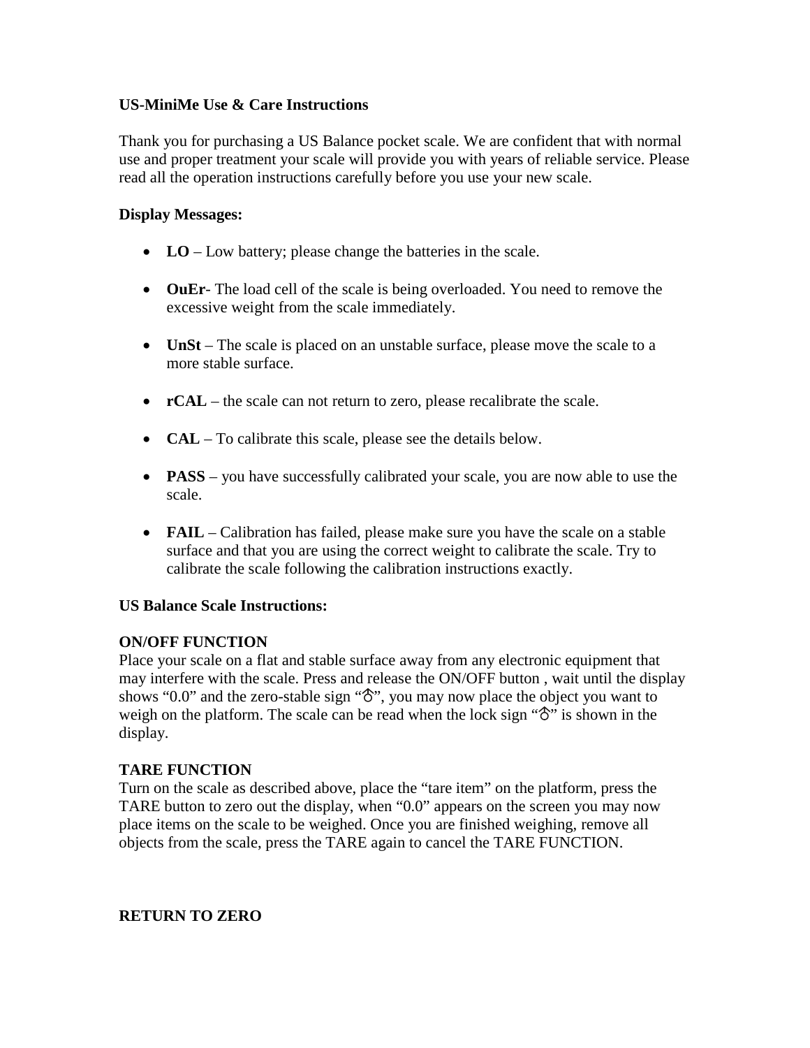**US-MiniMe Use & Care Instructions**

Thank you for purchasing a US Balance pocket scale. We are confident that with normal use and proper treatment your scale will provide you with years of reliable service. Please read all the operation instructions carefully before you use your new scale.

**Display Messages:**

- **LO** – Low battery; please change the batteries in the scale.
- **OuEr**- The load cell of the scale is being overloaded. You need to remove the excessive weight from the scale immediately.
- **UnSt** – The scale is placed on an unstable surface, please move the scale to a more stable surface.
- **rCAL** – the scale can not return to zero, please recalibrate the scale.
- **CAL** – To calibrate this scale, please see the details below.
- **PASS** – you have successfully calibrated your scale, you are now able to use the scale.
- **FAIL** – Calibration has failed, please make sure you have the scale on a stable surface and that you are using the correct weight to calibrate the scale. Try to calibrate the scale following the calibration instructions exactly.

**US Balance Scale Instructions:**

**ON/OFF FUNCTION**
Place your scale on a flat and stable surface away from any electronic equipment that may interfere with the scale. Press and release the ON/OFF button , wait until the display shows “0.0” and the zero-stable sign “♁”, you may now place the object you want to weigh on the platform. The scale can be read when the lock sign “♁” is shown in the display.

**TARE FUNCTION**
Turn on the scale as described above, place the “tare item” on the platform, press the TARE button to zero out the display, when “0.0” appears on the screen you may now place items on the scale to be weighed. Once you are finished weighing, remove all objects from the scale, press the TARE again to cancel the TARE FUNCTION.

**RETURN TO ZERO**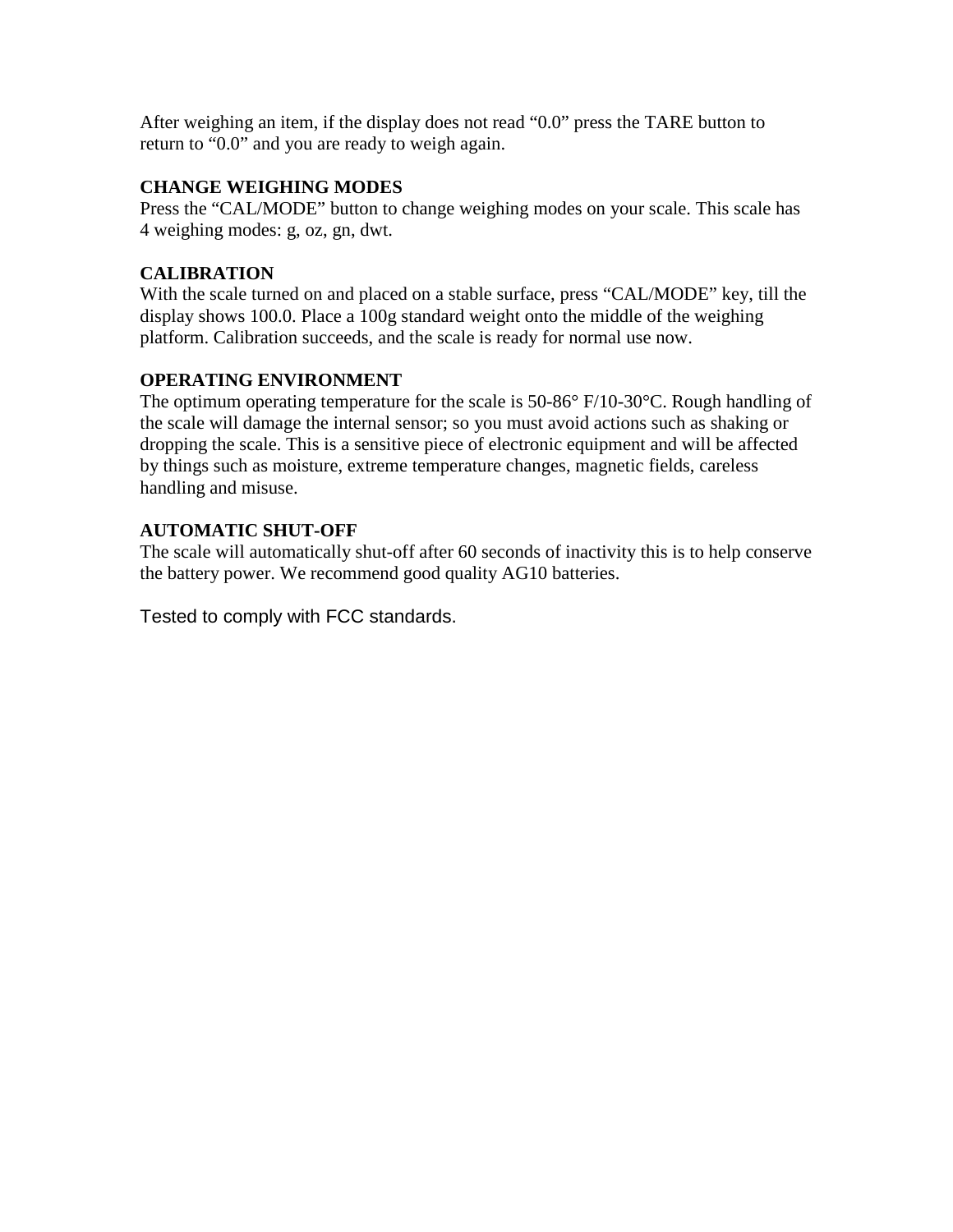After weighing an item, if the display does not read “0.0” press the TARE button to return to “0.0” and you are ready to weigh again.

**CHANGE WEIGHING MODES**

Press the “CAL/MODE” button to change weighing modes on your scale. This scale has 4 weighing modes: g, oz, gn, dwt.

**CALIBRATION**

With the scale turned on and placed on a stable surface, press “CAL/MODE” key, till the display shows 100.0. Place a 100g standard weight onto the middle of the weighing platform. Calibration succeeds, and the scale is ready for normal use now.

**OPERATING ENVIRONMENT**

The optimum operating temperature for the scale is 50-86° F/10-30°C. Rough handling of the scale will damage the internal sensor; so you must avoid actions such as shaking or dropping the scale. This is a sensitive piece of electronic equipment and will be affected by things such as moisture, extreme temperature changes, magnetic fields, careless handling and misuse.

**AUTOMATIC SHUT-OFF**

The scale will automatically shut-off after 60 seconds of inactivity this is to help conserve the battery power. We recommend good quality AG10 batteries.

Tested to comply with FCC standards.